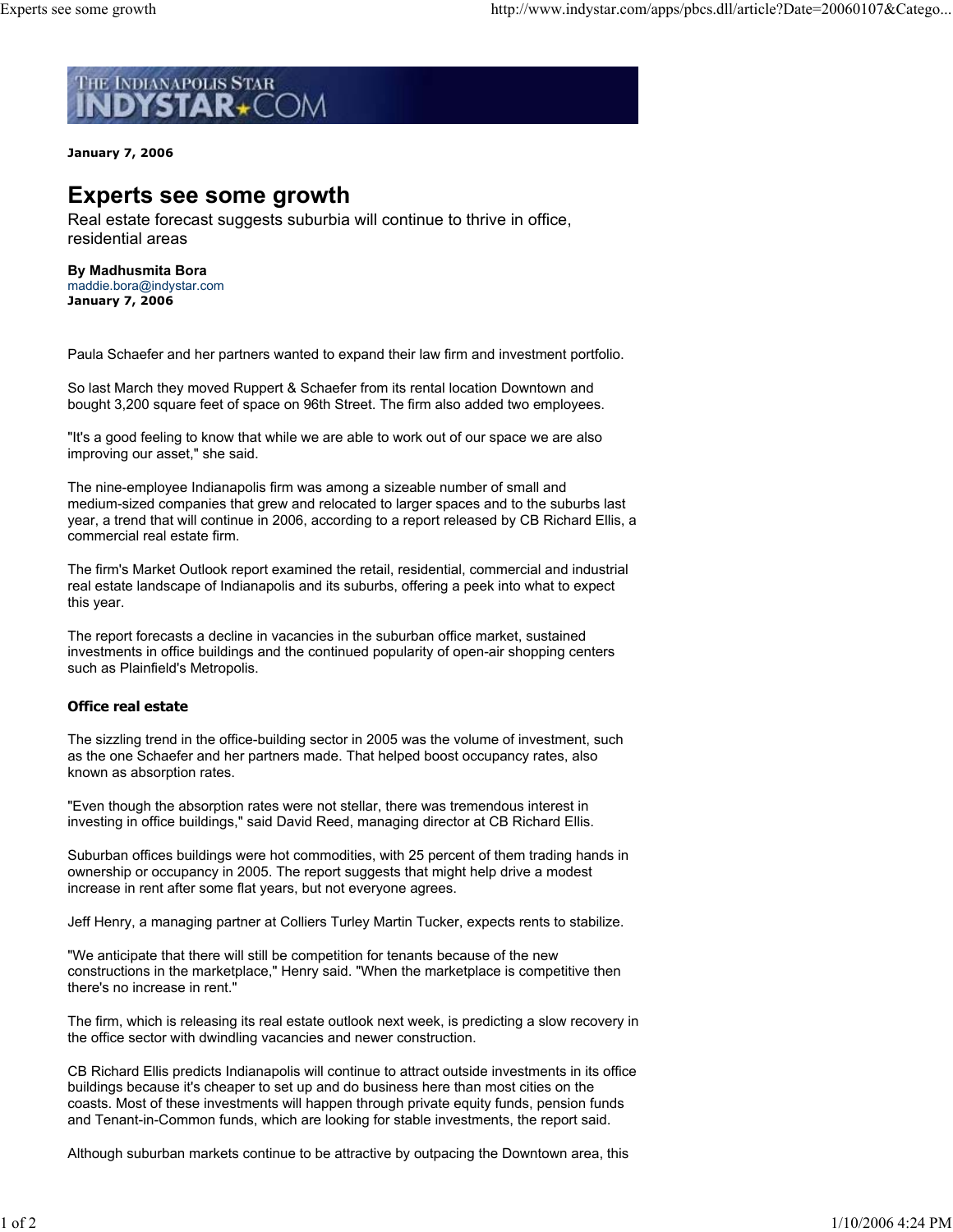January 7, 2006

# Experts see some growth

## Real estate forecast suggests suburbia will continue to thrive in office, residential areas

**By Madhusmita Bora**
maddie.bora@indystar.com
**January 7, 2006**

Paula Schaefer and her partners wanted to expand their law firm and investment portfolio.

So last March they moved Ruppert & Schaefer from its rental location Downtown and bought 3,200 square feet of space on 96th Street. The firm also added two employees.

"It's a good feeling to know that while we are able to work out of our space we are also improving our asset," she said.

The nine-employee Indianapolis firm was among a sizeable number of small and medium-sized companies that grew and relocated to larger spaces and to the suburbs last year, a trend that will continue in 2006, according to a report released by CB Richard Ellis, a commercial real estate firm.

The firm's Market Outlook report examined the retail, residential, commercial and industrial real estate landscape of Indianapolis and its suburbs, offering a peek into what to expect this year.

The report forecasts a decline in vacancies in the suburban office market, sustained investments in office buildings and the continued popularity of open-air shopping centers such as Plainfield's Metropolis.

### Office real estate

The sizzling trend in the office-building sector in 2005 was the volume of investment, such as the one Schaefer and her partners made. That helped boost occupancy rates, also known as absorption rates.

"Even though the absorption rates were not stellar, there was tremendous interest in investing in office buildings," said David Reed, managing director at CB Richard Ellis.

Suburban offices buildings were hot commodities, with 25 percent of them trading hands in ownership or occupancy in 2005. The report suggests that might help drive a modest increase in rent after some flat years, but not everyone agrees.

Jeff Henry, a managing partner at Colliers Turley Martin Tucker, expects rents to stabilize.

"We anticipate that there will still be competition for tenants because of the new constructions in the marketplace," Henry said. "When the marketplace is competitive then there's no increase in rent."

The firm, which is releasing its real estate outlook next week, is predicting a slow recovery in the office sector with dwindling vacancies and newer construction.

CB Richard Ellis predicts Indianapolis will continue to attract outside investments in its office buildings because it's cheaper to set up and do business here than most cities on the coasts. Most of these investments will happen through private equity funds, pension funds and Tenant-in-Common funds, which are looking for stable investments, the report said.

Although suburban markets continue to be attractive by outpacing the Downtown area, this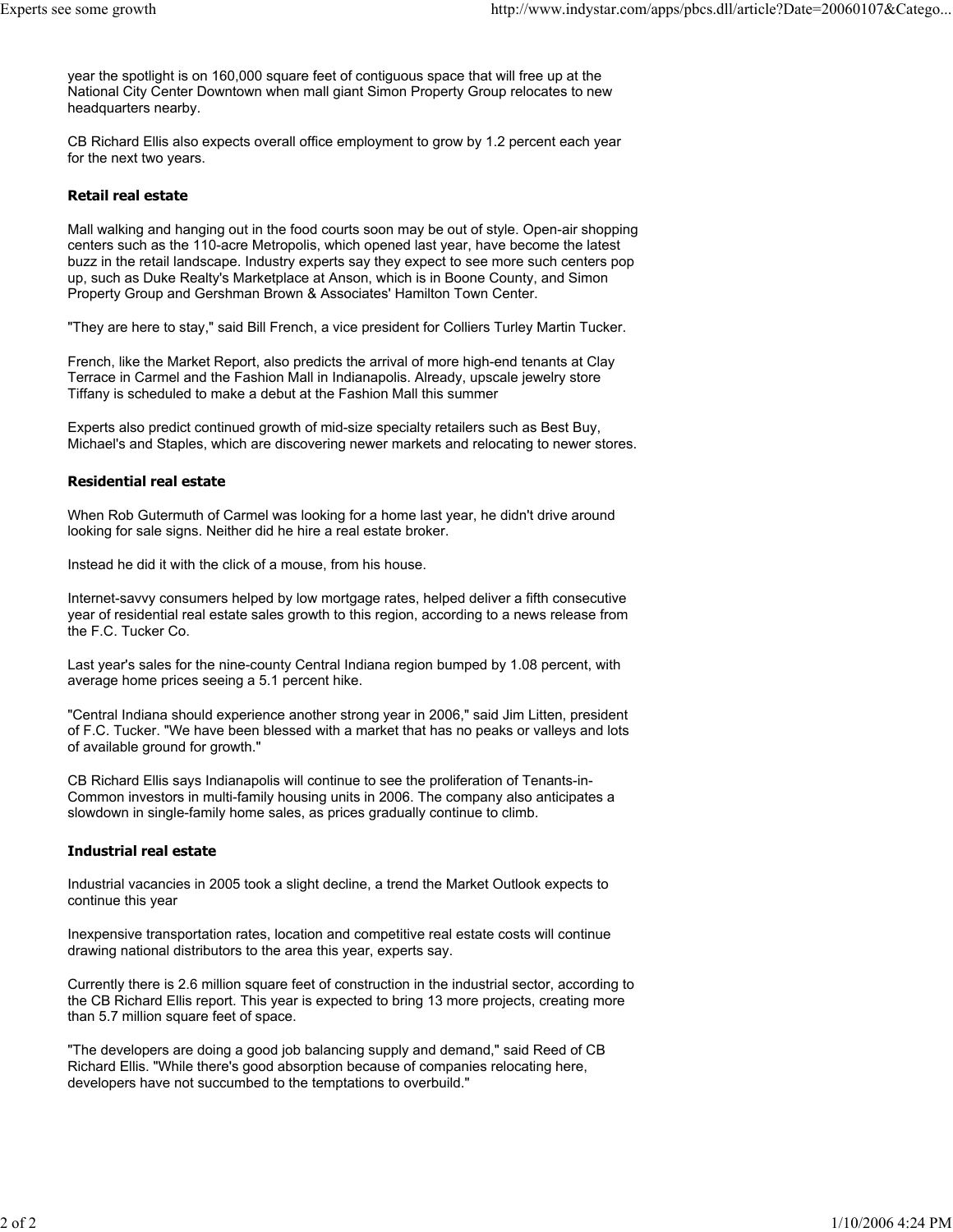year the spotlight is on 160,000 square feet of contiguous space that will free up at the National City Center Downtown when mall giant Simon Property Group relocates to new headquarters nearby.

CB Richard Ellis also expects overall office employment to grow by 1.2 percent each year for the next two years.

**Retail real estate**

Mall walking and hanging out in the food courts soon may be out of style. Open-air shopping centers such as the 110-acre Metropolis, which opened last year, have become the latest buzz in the retail landscape. Industry experts say they expect to see more such centers pop up, such as Duke Realty's Marketplace at Anson, which is in Boone County, and Simon Property Group and Gershman Brown & Associates' Hamilton Town Center.

"They are here to stay," said Bill French, a vice president for Colliers Turley Martin Tucker.

French, like the Market Report, also predicts the arrival of more high-end tenants at Clay Terrace in Carmel and the Fashion Mall in Indianapolis. Already, upscale jewelry store Tiffany is scheduled to make a debut at the Fashion Mall this summer

Experts also predict continued growth of mid-size specialty retailers such as Best Buy, Michael's and Staples, which are discovering newer markets and relocating to newer stores.

**Residential real estate**

When Rob Gutermuth of Carmel was looking for a home last year, he didn't drive around looking for sale signs. Neither did he hire a real estate broker.

Instead he did it with the click of a mouse, from his house.

Internet-savvy consumers helped by low mortgage rates, helped deliver a fifth consecutive year of residential real estate sales growth to this region, according to a news release from the F.C. Tucker Co.

Last year's sales for the nine-county Central Indiana region bumped by 1.08 percent, with average home prices seeing a 5.1 percent hike.

"Central Indiana should experience another strong year in 2006," said Jim Litten, president of F.C. Tucker. "We have been blessed with a market that has no peaks or valleys and lots of available ground for growth."

CB Richard Ellis says Indianapolis will continue to see the proliferation of Tenants-in-Common investors in multi-family housing units in 2006. The company also anticipates a slowdown in single-family home sales, as prices gradually continue to climb.

**Industrial real estate**

Industrial vacancies in 2005 took a slight decline, a trend the Market Outlook expects to continue this year

Inexpensive transportation rates, location and competitive real estate costs will continue drawing national distributors to the area this year, experts say.

Currently there is 2.6 million square feet of construction in the industrial sector, according to the CB Richard Ellis report. This year is expected to bring 13 more projects, creating more than 5.7 million square feet of space.

"The developers are doing a good job balancing supply and demand," said Reed of CB Richard Ellis. "While there's good absorption because of companies relocating here, developers have not succumbed to the temptations to overbuild."